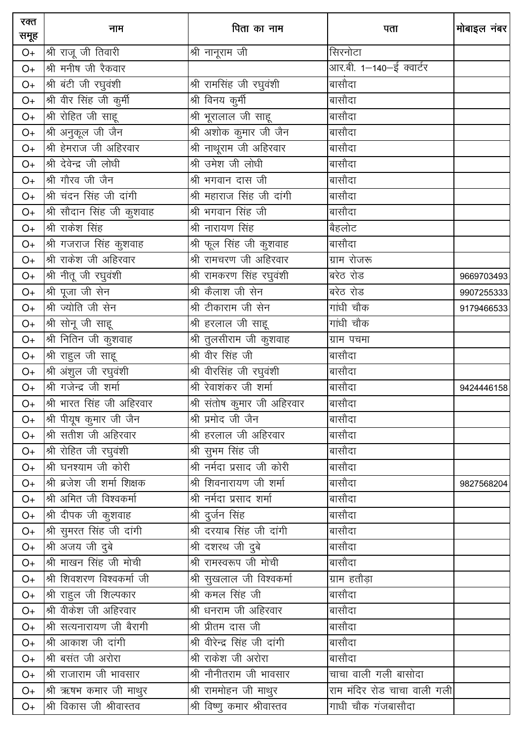| रक्त समूह | नाम | पिता का नाम | पता | मोबाइल नंबर |
|---|---|---|---|---|
| O+ | श्री राजू जी तिवारी | श्री नानूराम जी | सिरनोटा | |
| O+ | श्री मनीष जी रैकवार | | आर.बी. 1—140—ई क्वार्टर | |
| O+ | श्री बंटी जी रघुवंशी | श्री रामसिंह जी रघुवंशी | बासौदा | |
| O+ | श्री वीर सिंह जी कुर्मी | श्री विनय कुर्मी | बासौदा | |
| O+ | श्री रोहित जी साहू | श्री भूरालाल जी साहू | बासौदा | |
| O+ | श्री अनुकूल जी जैन | श्री अशोक कुमार जी जैन | बासौदा | |
| O+ | श्री हेमराज जी अहिरवार | श्री नाथूराम जी अहिरवार | बासौदा | |
| O+ | श्री देवेन्द्र जी लोधी | श्री उमेश जी लोधी | बासौदा | |
| O+ | श्री गौरव जी जैन | श्री भगवान दास जी | बासौदा | |
| O+ | श्री चंदन सिंह जी दांगी | श्री महाराज सिंह जी दांगी | बासौदा | |
| O+ | श्री सौदान सिंह जी कुशवाह | श्री भगवान सिंह जी | बासौदा | |
| O+ | श्री राकेश सिंह | श्री नारायण सिंह | बैहलोट | |
| O+ | श्री गजराज सिंह कुशवाह | श्री फूल सिंह जी कुशवाह | बासौदा | |
| O+ | श्री राकेश जी अहिरवार | श्री रामचरण जी अहिरवार | ग्राम रोजरू | |
| O+ | श्री नीतू जी रघुवंशी | श्री रामकरण सिंह रघुवंशी | बरेठ रोड | 9669703493 |
| O+ | श्री पूजा जी सेन | श्री कैलाश जी सेन | बरेठ रोड | 9907255333 |
| O+ | श्री ज्योति जी सेन | श्री टीकाराम जी सेन | गांधी चौक | 9179466533 |
| O+ | श्री सोनू जी साहू | श्री हरलाल जी साहू | गांधी चौक | |
| O+ | श्री नितिन जी कुशवाह | श्री तुलसीराम जी कुशवाह | ग्राम पचमा | |
| O+ | श्री राहुल जी साहू | श्री वीर सिंह जी | बासौदा | |
| O+ | श्री अंशुल जी रघुवंशी | श्री वीरसिंह जी रघुवंशी | बासौदा | |
| O+ | श्री गजेन्द्र जी शर्मा | श्री रेवाशंकर जी शर्मा | बासौदा | 9424446158 |
| O+ | श्री भारत सिंह जी अहिरवार | श्री संतोष कुमार जी अहिरवार | बासौदा | |
| O+ | श्री पीयूष कुमार जी जैन | श्री प्रमोद जी जैन | बासौदा | |
| O+ | श्री सतीश जी अहिरवार | श्री हरलाल जी अहिरवार | बासौदा | |
| O+ | श्री रोहित जी रघुवंशी | श्री सुभम सिंह जी | बासौदा | |
| O+ | श्री घनश्याम जी कोरी | श्री नर्मदा प्रसाद जी कोरी | बासौदा | |
| O+ | श्री ब्रजेश जी शर्मा शिक्षक | श्री शिवनारायण जी शर्मा | बासौदा | 9827568204 |
| O+ | श्री अमित जी विश्वकर्मा | श्री नर्मदा प्रसाद शर्मा | बासौदा | |
| O+ | श्री दीपक जी कुशवाह | श्री दुर्जन सिंह | बासौदा | |
| O+ | श्री सुमरत सिंह जी दांगी | श्री दरयाब सिंह जी दांगी | बासौदा | |
| O+ | श्री अजय जी दुबे | श्री दशरथ जी दुबे | बासौदा | |
| O+ | श्री माखन सिंह जी मोची | श्री रामस्वरूप जी मोची | बासौदा | |
| O+ | श्री शिवशरण विश्वकर्मा जी | श्री सुखलाल जी विश्वकर्मा | ग्राम हतौड़ा | |
| O+ | श्री राहुल जी शिल्पकार | श्री कमल सिंह जी | बासौदा | |
| O+ | श्री वीकेश जी अहिरवार | श्री धनराम जी अहिरवार | बासौदा | |
| O+ | श्री सत्यनारायण जी बैरागी | श्री प्रीतम दास जी | बासौदा | |
| O+ | श्री आकाश जी दांगी | श्री वीरेन्द्र सिंह जी दांगी | बासौदा | |
| O+ | श्री बसंत जी अरोरा | श्री राकेश जी अरोरा | बासौदा | |
| O+ | श्री राजाराम जी भावसार | श्री नौनीतराम जी भावसार | चाचा वाली गली बासोदा | |
| O+ | श्री ऋषभ कमार जी माथुर | श्री राममोहन जी माथुर | राम मंदिर रोड चाचा वाली गली | |
| O+ | श्री विकास जी श्रीवास्तव | श्री विष्णु कमार श्रीवास्तव | गाधी चौक गंजबासौदा | |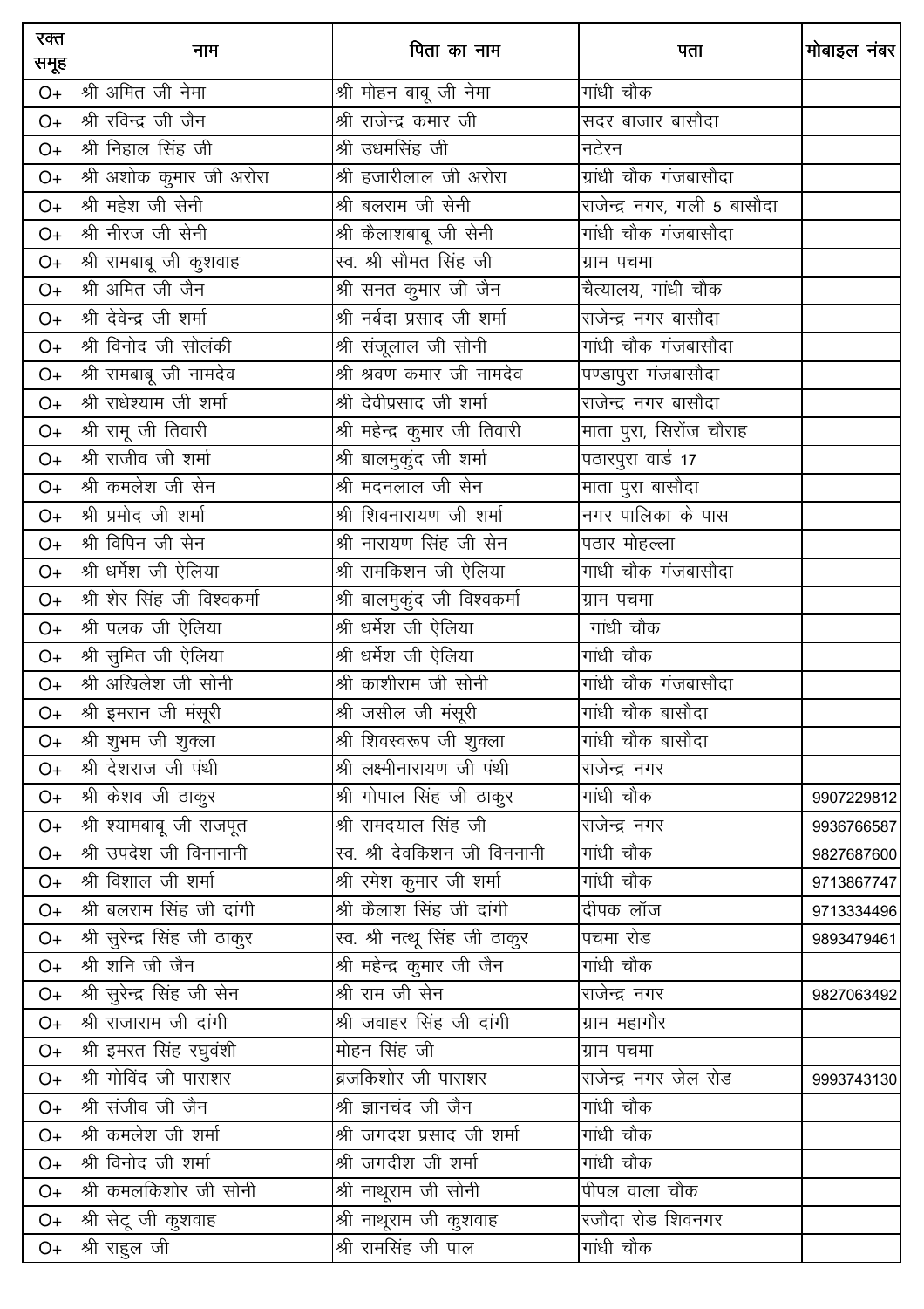| रक्त समूह | नाम | पिता का नाम | पता | मोबाइल नंबर |
|---|---|---|---|---|
| O+ | श्री अमित जी नेमा | श्री मोहन बाबू जी नेमा | गांधी चौक | |
| O+ | श्री रविन्द्र जी जैन | श्री राजेन्द्र कमार जी | सदर बाजार बासौदा | |
| O+ | श्री निहाल सिंह जी | श्री उधमसिंह जी | नटेरन | |
| O+ | श्री अशोक कुमार जी अरोरा | श्री हजारीलाल जी अरोरा | ग्रांधी चौक गंजबासौदा | |
| O+ | श्री महेश जी सेनी | श्री बलराम जी सेनी | राजेन्द्र नगर, गली 5 बासौदा | |
| O+ | श्री नीरज जी सेनी | श्री कैलाशबाबू जी सेनी | गांधी चौक गंजबासौदा | |
| O+ | श्री रामबाबू जी कुशवाह | स्व. श्री सौमत सिंह जी | ग्राम पचमा | |
| O+ | श्री अमित जी जैन | श्री सनत कुमार जी जैन | चैत्यालय, गांधी चौक | |
| O+ | श्री देवेन्द्र जी शर्मा | श्री नर्बदा प्रसाद जी शर्मा | राजेन्द्र नगर बासौदा | |
| O+ | श्री विनोद जी सोलंकी | श्री संजूलाल जी सोनी | गांधी चौक गंजबासौदा | |
| O+ | श्री रामबाबू जी नामदेव | श्री श्रवण कमार जी नामदेव | पण्डापुरा गंजबासौदा | |
| O+ | श्री राधेश्याम जी शर्मा | श्री देवीप्रसाद जी शर्मा | राजेन्द्र नगर बासौदा | |
| O+ | श्री रामू जी तिवारी | श्री महेन्द्र कुमार जी तिवारी | माता पुरा, सिरोंज चौराह | |
| O+ | श्री राजीव जी शर्मा | श्री बालमुकुंद जी शर्मा | पठारपुरा वार्ड 17 | |
| O+ | श्री कमलेश जी सेन | श्री मदनलाल जी सेन | माता पुरा बासौदा | |
| O+ | श्री प्रमोद जी शर्मा | श्री शिवनारायण जी शर्मा | नगर पालिका के पास | |
| O+ | श्री विपिन जी सेन | श्री नारायण सिंह जी सेन | पठार मोहल्ला | |
| O+ | श्री धर्मेश जी ऐलिया | श्री रामकिशन जी ऐलिया | गाधी चौक गंजबासौदा | |
| O+ | श्री शेर सिंह जी विश्वकर्मा | श्री बालमुकुंद जी विश्वकर्मा | ग्राम पचमा | |
| O+ | श्री पलक जी ऐलिया | श्री धर्मेश जी ऐलिया | गांधी चौक | |
| O+ | श्री सुमित जी ऐलिया | श्री धर्मेश जी ऐलिया | गांधी चौक | |
| O+ | श्री अखिलेश जी सोनी | श्री काशीराम जी सोनी | गांधी चौक गंजबासौदा | |
| O+ | श्री इमरान जी मंसूरी | श्री जसील जी मंसूरी | गांधी चौक बासौदा | |
| O+ | श्री शुभम जी शुक्ला | श्री शिवस्वरूप जी शुक्ला | गांधी चौक बासौदा | |
| O+ | श्री देशराज जी पंथी | श्री लक्ष्मीनारायण जी पंथी | राजेन्द्र नगर | |
| O+ | श्री केशव जी ठाकुर | श्री गोपाल सिंह जी ठाकुर | गांधी चौक | 9907229812 |
| O+ | श्री श्यामबाबू जी राजपूत | श्री रामदयाल सिंह जी | राजेन्द्र नगर | 9936766587 |
| O+ | श्री उपदेश जी विनानानी | स्व. श्री देवकिशन जी विननानी | गांधी चौक | 9827687600 |
| O+ | श्री विशाल जी शर्मा | श्री रमेश कुमार जी शर्मा | गांधी चौक | 9713867747 |
| O+ | श्री बलराम सिंह जी दांगी | श्री कैलाश सिंह जी दांगी | दीपक लॉज | 9713334496 |
| O+ | श्री सुरेन्द्र सिंह जी ठाकुर | स्व. श्री नत्थू सिंह जी ठाकुर | पचमा रोड | 9893479461 |
| O+ | श्री शनि जी जैन | श्री महेन्द्र कुमार जी जैन | गांधी चौक | |
| O+ | श्री सुरेन्द्र सिंह जी सेन | श्री राम जी सेन | राजेन्द्र नगर | 9827063492 |
| O+ | श्री राजाराम जी दांगी | श्री जवाहर सिंह जी दांगी | ग्राम महागौर | |
| O+ | श्री इमरत सिंह रघुवंशी | मोहन सिंह जी | ग्राम पचमा | |
| O+ | श्री गोविंद जी पाराशर | ब्रजकिशोर जी पाराशर | राजेन्द्र नगर जेल रोड | 9993743130 |
| O+ | श्री संजीव जी जैन | श्री ज्ञानचंद जी जैन | गांधी चौक | |
| O+ | श्री कमलेश जी शर्मा | श्री जगदश प्रसाद जी शर्मा | गांधी चौक | |
| O+ | श्री विनोद जी शर्मा | श्री जगदीश जी शर्मा | गांधी चौक | |
| O+ | श्री कमलकिशोर जी सोनी | श्री नाथूराम जी सोनी | पीपल वाला चौक | |
| O+ | श्री सेटू जी कुशवाह | श्री नाथूराम जी कुशवाह | रजौदा रोड शिवनगर | |
| O+ | श्री राहुल जी | श्री रामसिंह जी पाल | गांधी चौक | |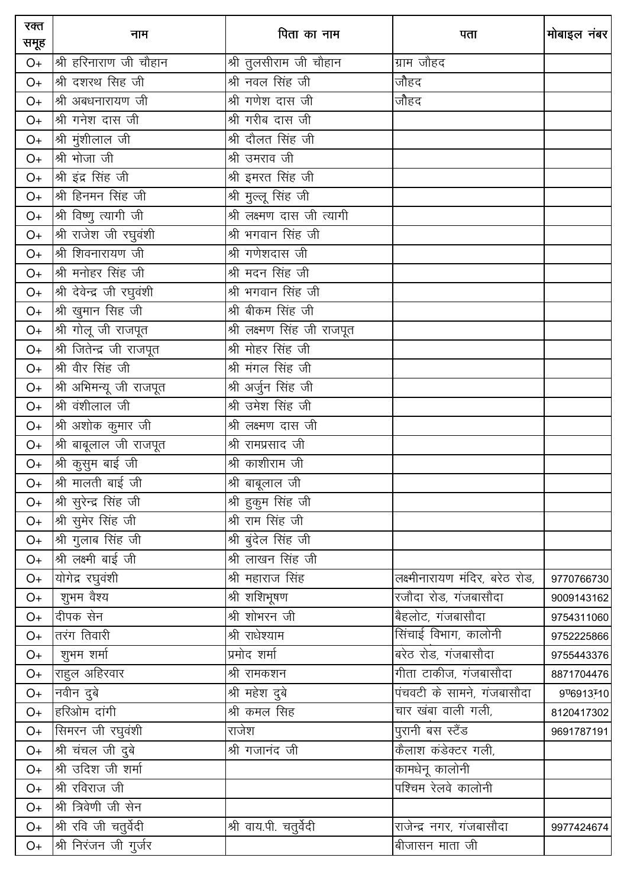| रक्त समूह | नाम | पिता का नाम | पता | मोबाइल नंबर |
|---|---|---|---|---|
| O+ | श्री हरिनाराण जी चौहान | श्री तुलसीराम जी चौहान | ग्राम जोहद | |
| O+ | श्री दशरथ सिह जी | श्री नवल सिंह जी | जौहद | |
| O+ | श्री अबधनारायण जी | श्री गणेश दास जी | जौहद | |
| O+ | श्री गनेश दास जी | श्री गरीब दास जी | | |
| O+ | श्री मुंशीलाल जी | श्री दौलत सिंह जी | | |
| O+ | श्री भोजा जी | श्री उमराव जी | | |
| O+ | श्री इंद्र सिंह जी | श्री इमरत सिंह जी | | |
| O+ | श्री हिनमन सिंह जी | श्री मुल्लू सिंह जी | | |
| O+ | श्री विष्णु त्यागी जी | श्री लक्ष्मण दास जी त्यागी | | |
| O+ | श्री राजेश जी रघुवंशी | श्री भगवान सिंह जी | | |
| O+ | श्री शिवनारायण जी | श्री गणेशदास जी | | |
| O+ | श्री मनोहर सिंह जी | श्री मदन सिंह जी | | |
| O+ | श्री देवेन्द्र जी रघुवंशी | श्री भगवान सिंह जी | | |
| O+ | श्री खुमान सिह जी | श्री बीकम सिंह जी | | |
| O+ | श्री गोलू जी राजपूत | श्री लक्ष्मण सिंह जी राजपूत | | |
| O+ | श्री जितेन्द्र जी राजपूत | श्री मोहर सिंह जी | | |
| O+ | श्री वीर सिंह जी | श्री मंगल सिंह जी | | |
| O+ | श्री अभिमन्यू जी राजपूत | श्री अर्जुन सिंह जी | | |
| O+ | श्री वंशीलाल जी | श्री उमेश सिंह जी | | |
| O+ | श्री अशोक कुमार जी | श्री लक्ष्मण दास जी | | |
| O+ | श्री बाबूलाल जी राजपूत | श्री रामप्रसाद जी | | |
| O+ | श्री कुसुम बाई जी | श्री काशीराम जी | | |
| O+ | श्री मालती बाई जी | श्री बाबूलाल जी | | |
| O+ | श्री सुरेन्द्र सिंह जी | श्री हुकुम सिंह जी | | |
| O+ | श्री सुमेर सिंह जी | श्री राम सिंह जी | | |
| O+ | श्री गुलाब सिंह जी | श्री बुंदेल सिंह जी | | |
| O+ | श्री लक्ष्मी बाई जी | श्री लाखन सिंह जी | | |
| O+ | योगेद्र रघुवंशी | श्री महाराज सिंह | लक्ष्मीनारायण मंदिर, बरेठ रोड, | 9770766730 |
| O+ | शुभम वैश्य | श्री शशिभूषण | रजौदा रोड, गंजबासौदा | 9009143162 |
| O+ | दीपक सेन | श्री शोभरन जी | बैहलोट, गंजबासौदा | 9754311060 |
| O+ | तरंग तिवारी | श्री राधेश्याम | सिंचाई विभाग, कालोनी | 9752225866 |
| O+ | शुभम शर्मा | प्रमोद शर्मा | बरेठ रोड, गंजबासौदा | 9755443376 |
| O+ | राहुल अहिरवार | श्री रामकशन | गीता टाकीज, गंजबासौदा | 8871704476 |
| O+ | नवीन दुबे | श्री महेश दुबे | पंचवटी के सामने, गंजबासौदा | 9०6913म10 |
| O+ | हरिओम दांगी | श्री कमल सिंह | चार खंबा वाली गली, | 8120417302 |
| O+ | सिमरन जी रघुवंशी | राजेश | पुरानी बस स्टैंड | 9691787191 |
| O+ | श्री चंचल जी दुबे | श्री गजानंद जी | कैलाश कंडेक्टर गली, | |
| O+ | श्री उदिश जी शर्मा | | कामधेनू कालोनी | |
| O+ | श्री रविराज जी | | पश्चिम रेलवे कालोनी | |
| O+ | श्री त्रिवेणी जी सेन | | | |
| O+ | श्री रवि जी चतुर्वेदी | श्री वाय.पी. चतुर्वेदी | राजेन्द्र नगर, गंजबासौदा | 9977424674 |
| O+ | श्री निरंजन जी गुर्जर | | बीजासन माता जी | |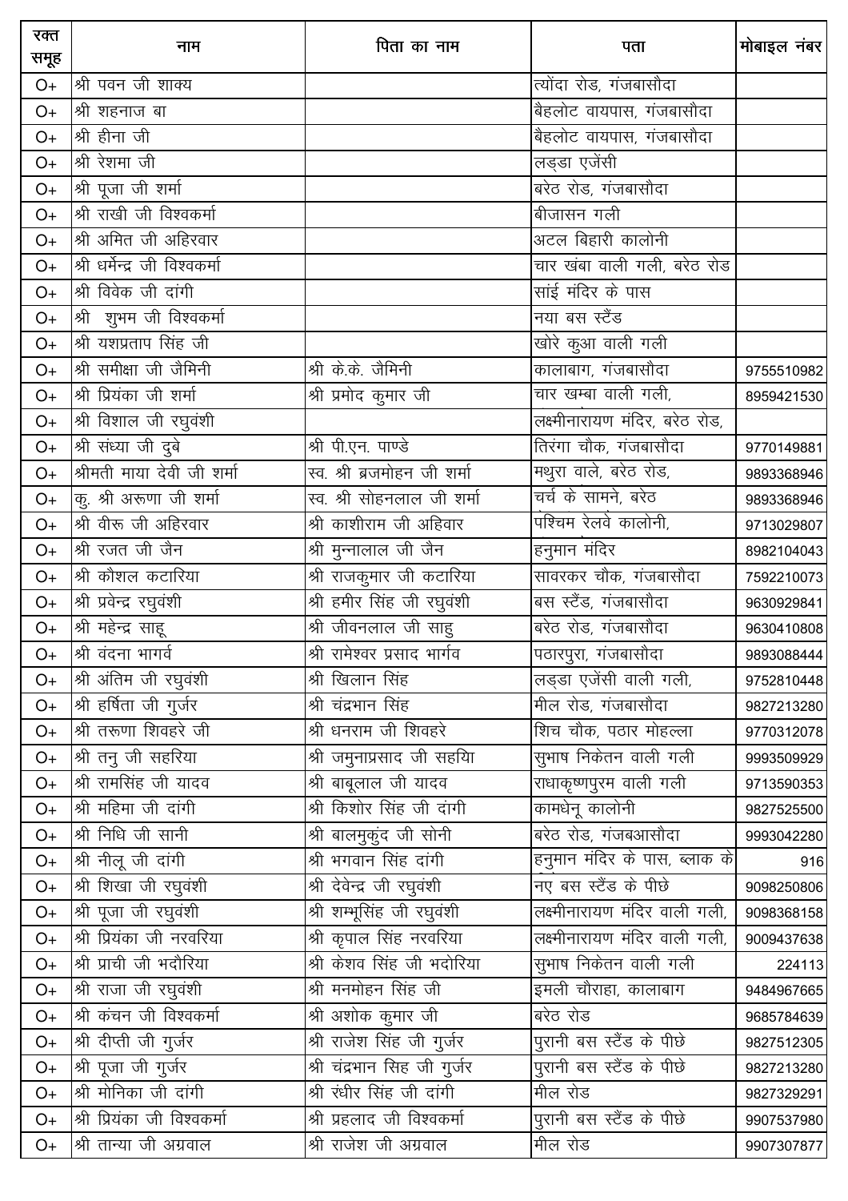| रक्त समूह | नाम | पिता का नाम | पता | मोबाइल नंबर |
|---|---|---|---|---|
| O+ | श्री पवन जी शाक्य | | त्योंदा रोड, गंजबासौदा | |
| O+ | श्री शहनाज बा | | बैहलोट वायपास, गंजबासौदा | |
| O+ | श्री हीना जी | | बैहलोट वायपास, गंजबासौदा | |
| O+ | श्री रेशमा जी | | लड्डा एजेंसी | |
| O+ | श्री पूजा जी शर्मा | | बरेठ रोड, गंजबासौदा | |
| O+ | श्री राखी जी विश्वकर्मा | | बीजासन गली | |
| O+ | श्री अमित जी अहिरवार | | अटल बिहारी कालोनी | |
| O+ | श्री धर्मेन्द्र जी विश्वकर्मा | | चार खंबा वाली गली, बरेठ रोड | |
| O+ | श्री विवेक जी दांगी | | सांई मंदिर के पास | |
| O+ | श्री शुभम जी विश्वकर्मा | | नया बस स्टैंड | |
| O+ | श्री यशप्रताप सिंह जी | | खोरे कुआ वाली गली | |
| O+ | श्री समीक्षा जी जैमिनी | श्री के.के. जैमिनी | कालाबाग, गंजबासौदा | 9755510982 |
| O+ | श्री प्रियंका जी शर्मा | श्री प्रमोद कुमार जी | चार खम्बा वाली गली, | 8959421530 |
| O+ | श्री विशाल जी रघुवंशी | | लक्ष्मीनारायण मंदिर, बरेठ रोड, | |
| O+ | श्री संध्या जी दुबे | श्री पी.एन. पाण्डे | तिरंगा चौक, गंजबासौदा | 9770149881 |
| O+ | श्रीमती माया देवी जी शर्मा | स्व. श्री ब्रजमोहन जी शर्मा | मथुरा वाले, बरेठ रोड, | 9893368946 |
| O+ | कु. श्री अरूणा जी शर्मा | स्व. श्री सोहनलाल जी शर्मा | चर्च के सामने, बरेठ | 9893368946 |
| O+ | श्री वीरू जी अहिरवार | श्री काशीराम जी अहिवार | पश्चिम रेलवे कालोनी, | 9713029807 |
| O+ | श्री रजत जी जैन | श्री मुन्नालाल जी जैन | हनुमान मंदिर | 8982104043 |
| O+ | श्री कौशल कटारिया | श्री राजकुमार जी कटारिया | सावरकर चौक, गंजबासौदा | 7592210073 |
| O+ | श्री प्रवेन्द्र रघुवंशी | श्री हमीर सिंह जी रघुवंशी | बस स्टैंड, गंजबासौदा | 9630929841 |
| O+ | श्री महेन्द्र साहू | श्री जीवनलाल जी साहु | बरेठ रोड, गंजबासौदा | 9630410808 |
| O+ | श्री वंदना भार्गव | श्री रामेश्वर प्रसाद भार्गव | पठारपुरा, गंजबासौदा | 9893088444 |
| O+ | श्री अंतिम जी रघुवंशी | श्री खिलान सिंह | लड्डा एजेंसी वाली गली, | 9752810448 |
| O+ | श्री हर्षिता जी गुर्जर | श्री चंद्रभान सिंह | मील रोड, गंजबासौदा | 9827213280 |
| O+ | श्री तरूणा शिवहरे जी | श्री धनराम जी शिवहरे | शिच चौक, पठार मोहल्ला | 9770312078 |
| O+ | श्री तनु जी सहरिया | श्री जमुनाप्रसाद जी सहयिा | सुभाष निकेतन वाली गली | 9993509929 |
| O+ | श्री रामसिंह जी यादव | श्री बाबूलाल जी यादव | राधाकृष्णपुरम वाली गली | 9713590353 |
| O+ | श्री महिमा जी दांगी | श्री किशोर सिंह जी दांगी | कामधेनू कालोनी | 9827525500 |
| O+ | श्री निधि जी सानी | श्री बालमुकुंद जी सोनी | बरेठ रोड, गंजबआसौदा | 9993042280 |
| O+ | श्री नीलू जी दांगी | श्री भगवान सिंह दांगी | हनुमान मंदिर के पास, ब्लाक के | 916 |
| O+ | श्री शिखा जी रघुवंशी | श्री देवेन्द्र जी रघुवंशी | नए बस स्टैंड के पीछे | 9098250806 |
| O+ | श्री पूजा जी रघुवंशी | श्री शम्भूसिंह जी रघुवंशी | लक्ष्मीनारायण मंदिर वाली गली, | 9098368158 |
| O+ | श्री प्रियंका जी नरवरिया | श्री कृपाल सिंह नरवरिया | लक्ष्मीनारायण मंदिर वाली गली, | 9009437638 |
| O+ | श्री प्राची जी भदौरिया | श्री केशव सिंह जी भदोरिया | सुभाष निकेतन वाली गली | 224113 |
| O+ | श्री राजा जी रघुवंशी | श्री मनमोहन सिंह जी | इमली चौराहा, कालाबाग | 9484967665 |
| O+ | श्री कंचन जी विश्वकर्मा | श्री अशोक कुमार जी | बरेठ रोड | 9685784639 |
| O+ | श्री दीप्ती जी गुर्जर | श्री राजेश सिंह जी गुर्जर | पुरानी बस स्टैंड के पीछे | 9827512305 |
| O+ | श्री पूजा जी गुर्जर | श्री चंद्रभान सिह जी गुर्जर | पुरानी बस स्टैंड के पीछे | 9827213280 |
| O+ | श्री मोनिका जी दांगी | श्री रंधीर सिंह जी दांगी | मील रोड | 9827329291 |
| O+ | श्री प्रियंका जी विश्वकर्मा | श्री प्रहलाद जी विश्वकर्मा | पुरानी बस स्टैंड के पीछे | 9907537980 |
| O+ | श्री तान्या जी अग्रवाल | श्री राजेश जी अग्रवाल | मील रोड | 9907307877 |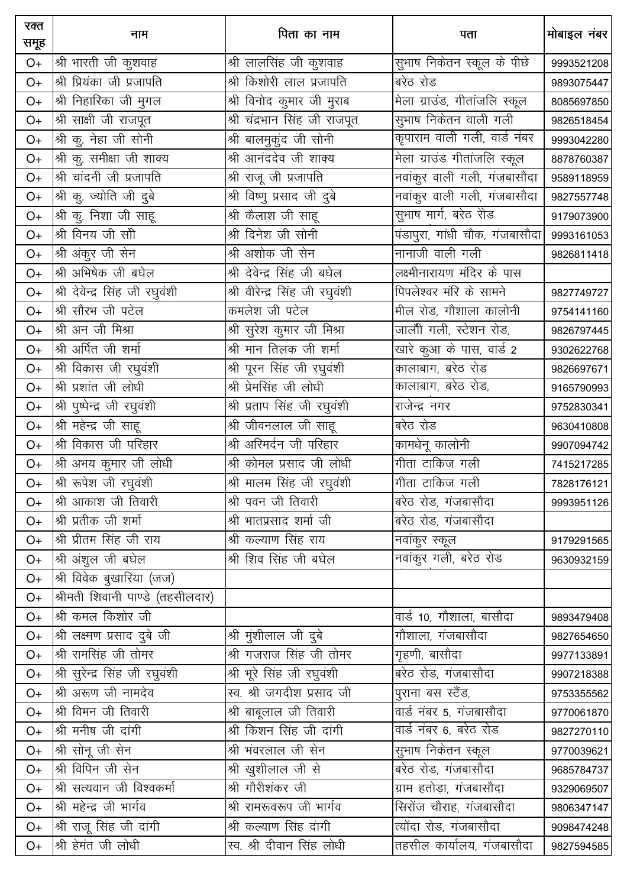| रक्त समूह | नाम | पिता का नाम | पता | मोबाइल नंबर |
|---|---|---|---|---|
| O+ | श्री भारती जी कुशवाह | श्री लालसिंह जी कुशवाह | सुभाष निकेतन स्कूल के पीछे | 9993521208 |
| O+ | श्री प्रियंका जी प्रजापति | श्री किशोरी लाल प्रजापति | बरेठ रोड | 9893075447 |
| O+ | श्री निहारिका जी मुगल | श्री विनोद कुमार जी मुराब | मेला ग्राउंड, गीतांजलि स्कूल | 8085697850 |
| O+ | श्री साक्षी जी राजपूत | श्री चंद्रभान सिंह जी राजपूत | सुभाष निकेतन वाली गली | 9826518454 |
| O+ | श्री कु. नेहा जी सोनी | श्री बालमुकुंद जी सोनी | कृपाराम वाली गली, वार्ड नंबर | 9993042280 |
| O+ | श्री कु. समीक्षा जी शाक्य | श्री आनंददेव जी शाक्य | मेला ग्राउंड गीतांजलि स्कूल | 8878760387 |
| O+ | श्री चांदनी जी प्रजापति | श्री राजू जी प्रजापति | नवांकुर वाली गली, गंजबासौदा | 9589118959 |
| O+ | श्री कु. ज्योति जी दुबे | श्री विष्णु प्रसाद जी दुबे | नवांकुर वाली गली, गंजबासौदा | 9827557748 |
| O+ | श्री कु. निशा जी साहू | श्री कैलाश जी साहू | सुभाष मार्ग, बरेठ रोड | 9179073900 |
| O+ | श्री विनय जी सोनी | श्री दिनेश जी सोनी | पंडापुरा, गांधी चौक, गंजबासौदा | 9993161053 |
| O+ | श्री अंकुर जी सेन | श्री अशोक जी सेन | नानाजी वाली गली | 9826811418 |
| O+ | श्री अभिषेक जी बघेल | श्री देवेन्द्र सिंह जी बघेल | लक्ष्मीनारायण मंदिर के पास | |
| O+ | श्री देवेन्द्र सिंह जी रघुवंशी | श्री वीरेन्द्र सिंह जी रघुवंशी | पिपलेश्वर मंरि के सामने | 9827749727 |
| O+ | श्री सौरभ जी पटेल | कमलेश जी पटेल | मील रोड, गौशाला कालोनी | 9754141160 |
| O+ | श्री अन जी मिश्रा | श्री सुरेश कुमार जी मिश्रा | जालौ गली, स्टेशन रोड, | 9826797445 |
| O+ | श्री अर्पित जी शर्मा | श्री मान तिलक जी शर्मा | खारे कुआ के पास, वार्ड 2 | 9302622768 |
| O+ | श्री विकास जी रघुवंशी | श्री पूरन सिंह जी रघुवंशी | कालाबाग, बरेठ रोड | 9826697671 |
| O+ | श्री प्रशांत जी लोधी | श्री प्रेमसिंह जी लोधी | कालाबाग, बरेठ रोड, | 9165790993 |
| O+ | श्री पुष्पेन्द्र जी रघुवंशी | श्री प्रताप सिंह जी रघुवंशी | राजेन्द्र नगर | 9752830341 |
| O+ | श्री महेन्द्र जी साहू | श्री जीवनलाल जी साहू | बरेठ रोड | 9630410808 |
| O+ | श्री विकास जी परिहार | श्री अरिमर्दन जी परिहार | कामधेनू कालोनी | 9907094742 |
| O+ | श्री अभय कुमार जी लोधी | श्री कोमल प्रसाद जी लोधी | गीता टाकिज गली | 7415217285 |
| O+ | श्री रूपेश जी रघुवंशी | श्री मालम सिंह जी रघुवंशी | गीता टाकिज गली | 7828176121 |
| O+ | श्री आकाश जी तिवारी | श्री पवन जी तिवारी | बरेठ रोड, गंजबासौदा | 9993951126 |
| O+ | श्री प्रतीक जी शर्मा | श्री भातप्रसाद शर्मा जी | बरेठ रोड, गंजबासौदा | |
| O+ | श्री प्रीतम सिंह जी राय | श्री कल्याण सिंह राय | नवांकुर स्कूल | 9179291565 |
| O+ | श्री अंशुल जी बघेल | श्री शिव सिंह जी बघेल | नवांकुर गली, बरेठ रोड | 9630932159 |
| O+ | श्री विवेक बुखारिया (जज) | | | |
| O+ | श्रीमती शिवानी पाण्डे (तहसीलदार) | | | |
| O+ | श्री कमल किशोर जी | | वार्ड 10, गौशाला, बासौदा | 9893479408 |
| O+ | श्री लक्ष्मण प्रसाद दुबे जी | श्री मुंशीलाल जी दुबे | गौशाला, गंजबासौदा | 9827654650 |
| O+ | श्री रामसिंह जी तोमर | श्री गजराज सिंह जी तोमर | गृहणी, बासौदा | 9977133891 |
| O+ | श्री सुरेन्द्र सिंह जी रघुवंशी | श्री भूरे सिंह जी रघुवंशी | बरेठ रोड, गंजबासौदा | 9907218388 |
| O+ | श्री अरूण जी नामदेव | स्व. श्री जगदीश प्रसाद जी | पुराना बस स्टैंड, | 9753355562 |
| O+ | श्री विमन जी तिवारी | श्री बाबूलाल जी तिवारी | वार्ड नंबर 5, गंजबासौदा | 9770061870 |
| O+ | श्री मनीष जी दांगी | श्री किशन सिंह जी दांगी | वार्ड नंबर 6, बरेठ रोड | 9827270110 |
| O+ | श्री सोनू जी सेन | श्री भंवरलाल जी सेन | सुभाष निकेतन स्कूल | 9770039621 |
| O+ | श्री विपिन जी सेन | श्री खुशीलाल जी से | बरेठ रोड, गंजबासौदा | 9685784737 |
| O+ | श्री सत्यवान जी विश्वकर्मा | श्री गौरीशंकर जी | ग्राम हतोड़ा, गंजबासौदा | 9329069507 |
| O+ | श्री महेन्द्र जी भार्गव | श्री रामरूवरूप जी भार्गव | सिरोंज चौराह, गंजबासौदा | 9806347147 |
| O+ | श्री राजू सिंह जी दांगी | श्री कल्याण सिंह दांगी | त्योंदा रोड, गंजबासौदा | 9098474248 |
| O+ | श्री हेमंत जी लोधी | स्व. श्री दीवान सिंह लोधी | तहसील कार्यालय, गंजबासौदा | 9827594585 |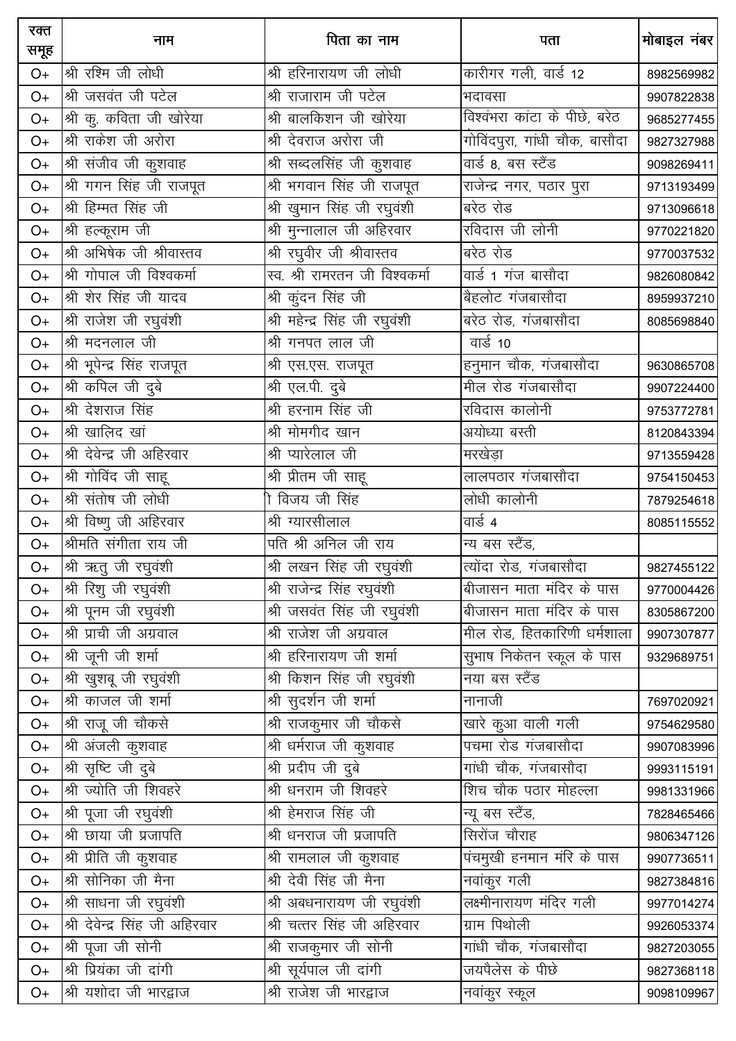| रक्त समूह | नाम | पिता का नाम | पता | मोबाइल नंबर |
|---|---|---|---|---|
| O+ | श्री रश्मि जी लोधी | श्री हरिनारायण जी लोधी | कारीगर गली, वार्ड 12 | 8982569982 |
| O+ | श्री जसवंत जी पटेल | श्री राजाराम जी पटेल | भदावसा | 9907822838 |
| O+ | श्री कु. कविता जी खोरेया | श्री बालकिशन जी खोरेया | विश्वंभरा कांटा के पीछे, बरेठ | 9685277455 |
| O+ | श्री राकेश जी अरोरा | श्री देवराज अरोरा जी | गोविंदपुरा, गांधी चौक, बासौदा | 9827327988 |
| O+ | श्री संजीव जी कुशवाह | श्री सब्दलसिंह जी कुशवाह | वार्ड 8, बस स्टैंड | 9098269411 |
| O+ | श्री गगन सिंह जी राजपूत | श्री भगवान सिंह जी राजपूत | राजेन्द्र नगर, पठार पुरा | 9713193499 |
| O+ | श्री हिम्मत सिंह जी | श्री खुमान सिंह जी रघुवंशी | बरेठ रोड | 9713096618 |
| O+ | श्री हल्कूराम जी | श्री मुन्नालाल जी अहिरवार | रविदास जी लोनी | 9770221820 |
| O+ | श्री अभिषेक जी श्रीवास्तव | श्री रघुवीर जी श्रीवास्तव | बरेठ रोड | 9770037532 |
| O+ | श्री गोपाल जी विश्वकर्मा | स्व. श्री रामरतन जी विश्वकर्मा | वार्ड 1 गंज बासौदा | 9826080842 |
| O+ | श्री शेर सिंह जी यादव | श्री कुंदन सिंह जी | बैहलोट गंजबासौदा | 8959937210 |
| O+ | श्री राजेश जी रघुवंशी | श्री महेन्द्र सिंह जी रघुवंशी | बरेठ रोड, गंजबासौदा | 8085698840 |
| O+ | श्री मदनलाल जी | श्री गनपत लाल जी | वार्ड 10 | |
| O+ | श्री भूपेन्द्र सिंह राजपूत | श्री एस.एस. राजपूत | हनुमान चौक, गंजबासौदा | 9630865708 |
| O+ | श्री कपिल जी दुबे | श्री एल.पी. दुबे | मील रोड गंजबासौदा | 9907224400 |
| O+ | श्री देशराज सिंह | श्री हरनाम सिंह जी | रविदास कालोनी | 9753772781 |
| O+ | श्री खालिद खां | श्री मोमगीद खान | अयोध्या बस्ती | 8120843394 |
| O+ | श्री देवेन्द्र जी अहिरवार | श्री प्यारेलाल जी | मरखेड़ा | 9713559428 |
| O+ | श्री गोविंद जी साहू | श्री प्रीतम जी साहू | लालपठार गंजबासौदा | 9754150453 |
| O+ | श्री संतोष जी लोधी | ी विजय जी सिंह | लोधी कालोनी | 7879254618 |
| O+ | श्री विष्णु जी अहिरवार | श्री ग्यारसीलाल | वार्ड 4 | 8085115552 |
| O+ | श्रीमति संगीता राय जी | पति श्री अनिल जी राय | न्य बस स्टैंड, | |
| O+ | श्री ऋतु जी रघुवंशी | श्री लखन सिंह जी रघुवंशी | त्योंदा रोड, गंजबासौदा | 9827455122 |
| O+ | श्री रिशु जी रघुवंशी | श्री राजेन्द्र सिंह रघुवंशी | बीजासन माता मंदिर के पास | 9770004426 |
| O+ | श्री पूनम जी रघुवंशी | श्री जसवंत सिंह जी रघुवंशी | बीजासन माता मंदिर के पास | 8305867200 |
| O+ | श्री प्राची जी अग्रवाल | श्री राजेश जी अग्रवाल | मील रोड, हितकारिणी धर्मशाला | 9907307877 |
| O+ | श्री जूनी जी शर्मा | श्री हरिनारायण जी शर्मा | सुभाष निकेतन स्कूल के पास | 9329689751 |
| O+ | श्री खुशबू जी रघुवंशी | श्री किशन सिंह जी रघुवंशी | नया बस स्टैंड | |
| O+ | श्री काजल जी शर्मा | श्री सुदर्शन जी शर्मा | नानाजी | 7697020921 |
| O+ | श्री राजू जी चौकसे | श्री राजकुमार जी चौकसे | खारे कुआ वाली गली | 9754629580 |
| O+ | श्री अंजली कुशवाह | श्री धर्मराज जी कुशवाह | पचमा रोड गंजबासौदा | 9907083996 |
| O+ | श्री सृष्टि जी दुबे | श्री प्रदीप जी दुबे | गांधी चौक, गंजबासौदा | 9993115191 |
| O+ | श्री ज्योति जी शिवहरे | श्री धनराम जी शिवहरे | शिच चौक पठार मोहल्ला | 9981331966 |
| O+ | श्री पूजा जी रघुवंशी | श्री हेमराज सिंह जी | न्यू बस स्टैंड, | 7828465466 |
| O+ | श्री छाया जी प्रजापति | श्री धनराज जी प्रजापति | सिरोंज चौराह | 9806347126 |
| O+ | श्री प्रीति जी कुशवाह | श्री रामलाल जी कुशवाह | पंचमुखी हनमान मंरि के पास | 9907736511 |
| O+ | श्री सोनिका जी मैना | श्री देवी सिंह जी मैना | नवांकुर गली | 9827384816 |
| O+ | श्री साधना जी रघुवंशी | श्री अबधनारायण जी रघुवंशी | लक्ष्मीनारायण मंदिर गली | 9977014274 |
| O+ | श्री देवेन्द्र सिंह जी अहिरवार | श्री चत्तर सिंह जी अहिरवार | ग्राम पिथोली | 9926053374 |
| O+ | श्री पूजा जी सोनी | श्री राजकुमार जी सोनी | गांधी चौक, गंजबासौदा | 9827203055 |
| O+ | श्री प्रियंका जी दांगी | श्री सूर्यपाल जी दांगी | जयपैलेस के पीछे | 9827368118 |
| O+ | श्री यशोदा जी भारद्वाज | श्री राजेश जी भारद्वाज | नवांकुर स्कूल | 9098109967 |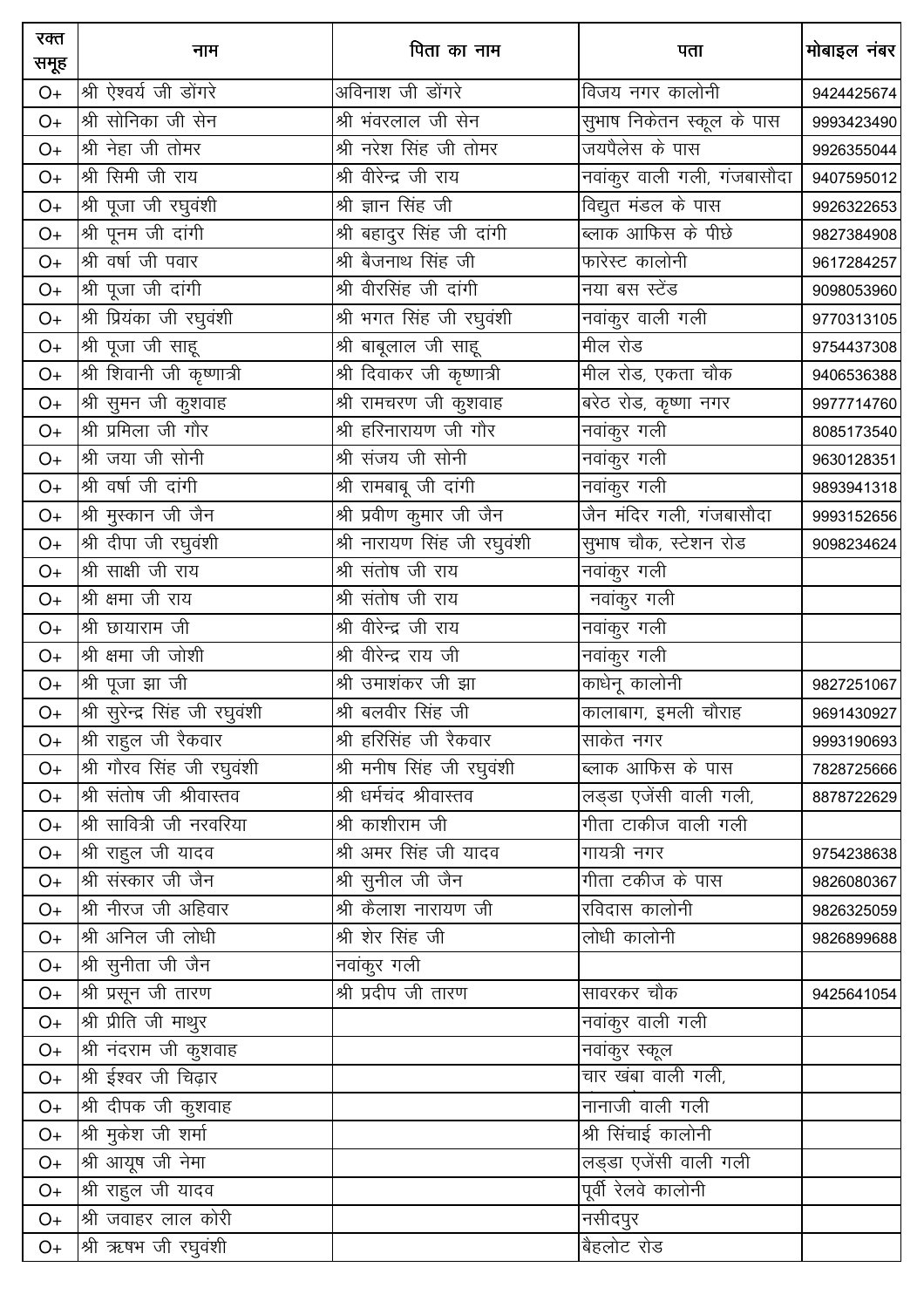| रक्त समूह | नाम | पिता का नाम | पता | मोबाइल नंबर |
|---|---|---|---|---|
| O+ | श्री ऐश्वर्य जी डोंगरे | अविनाश जी डोंगरे | विजय नगर कालोनी | 9424425674 |
| O+ | श्री सोनिका जी सेन | श्री भंवरलाल जी सेन | सुभाष निकेतन स्कूल के पास | 9993423490 |
| O+ | श्री नेहा जी तोमर | श्री नरेश सिंह जी तोमर | जयपैलेस के पास | 9926355044 |
| O+ | श्री सिमी जी राय | श्री वीरेन्द्र जी राय | नवांकुर वाली गली, गंजबासौदा | 9407595012 |
| O+ | श्री पूजा जी रघुवंशी | श्री ज्ञान सिंह जी | विद्युत मंडल के पास | 9926322653 |
| O+ | श्री पूनम जी दांगी | श्री बहादुर सिंह जी दांगी | ब्लाक आफिस के पीछे | 9827384908 |
| O+ | श्री वर्षा जी पवार | श्री बैजनाथ सिंह जी | फारेस्ट कालोनी | 9617284257 |
| O+ | श्री पूजा जी दांगी | श्री वीरसिंह जी दांगी | नया बस स्टेंड | 9098053960 |
| O+ | श्री प्रियंका जी रघुवंशी | श्री भगत सिंह जी रघुवंशी | नवांकुर वाली गली | 9770313105 |
| O+ | श्री पूजा जी साहू | श्री बाबूलाल जी साहू | मील रोड | 9754437308 |
| O+ | श्री शिवानी जी कृष्णात्री | श्री दिवाकर जी कृष्णात्री | मील रोड, एकता चौक | 9406536388 |
| O+ | श्री सुमन जी कुशवाह | श्री रामचरण जी कुशवाह | बरेठ रोड, कृष्णा नगर | 9977714760 |
| O+ | श्री प्रमिला जी गौर | श्री हरिनारायण जी गौर | नवांकुर गली | 8085173540 |
| O+ | श्री जया जी सोनी | श्री संजय जी सोनी | नवांकुर गली | 9630128351 |
| O+ | श्री वर्षा जी दांगी | श्री रामबाबू जी दांगी | नवांकुर गली | 9893941318 |
| O+ | श्री मुस्कान जी जैन | श्री प्रवीण कुमार जी जैन | जैन मंदिर गली, गंजबासौदा | 9993152656 |
| O+ | श्री दीपा जी रघुवंशी | श्री नारायण सिंह जी रघुवंशी | सुभाष चौक, स्टेशन रोड | 9098234624 |
| O+ | श्री साक्षी जी राय | श्री संतोष जी राय | नवांकुर गली | |
| O+ | श्री क्षमा जी राय | श्री संतोष जी राय | नवांकुर गली | |
| O+ | श्री छायाराम जी | श्री वीरेन्द्र जी राय | नवांकुर गली | |
| O+ | श्री क्षमा जी जोशी | श्री वीरेन्द्र राय जी | नवांकुर गली | |
| O+ | श्री पूजा झा जी | श्री उमाशंकर जी झा | काधेनू कालोनी | 9827251067 |
| O+ | श्री सुरेन्द्र सिंह जी रघुवंशी | श्री बलवीर सिंह जी | कालाबाग, इमली चौराह | 9691430927 |
| O+ | श्री राहुल जी रैकवार | श्री हरिसिंह जी रैकवार | साकेत नगर | 9993190693 |
| O+ | श्री गौरव सिंह जी रघुवंशी | श्री मनीष सिंह जी रघुवंशी | ब्लाक आफिस के पास | 7828725666 |
| O+ | श्री संतोष जी श्रीवास्तव | श्री धर्मचंद श्रीवास्तव | लड्डा एजेंसी वाली गली, | 8878722629 |
| O+ | श्री सावित्री जी नरवरिया | श्री काशीराम जी | गीता टाकीज वाली गली | |
| O+ | श्री राहुल जी यादव | श्री अमर सिंह जी यादव | गायत्री नगर | 9754238638 |
| O+ | श्री संस्कार जी जैन | श्री सुनील जी जैन | गीता टकीज के पास | 9826080367 |
| O+ | श्री नीरज जी अहिवार | श्री कैलाश नारायण जी | रविदास कालोनी | 9826325059 |
| O+ | श्री अनिल जी लोधी | श्री शेर सिंह जी | लोधी कालोनी | 9826899688 |
| O+ | श्री सुनीता जी जैन | नवांकुर गली | | |
| O+ | श्री प्रसून जी तारण | श्री प्रदीप जी तारण | सावरकर चौक | 9425641054 |
| O+ | श्री प्रीति जी माथुर | | नवांकुर वाली गली | |
| O+ | श्री नंदराम जी कुशवाह | | नवांकुर स्कूल | |
| O+ | श्री ईश्वर जी चिढ़ार | | चार खंबा वाली गली, | |
| O+ | श्री दीपक जी कुशवाह | | नानाजी वाली गली | |
| O+ | श्री मुकेश जी शर्मा | | श्री सिंचाई कालोनी | |
| O+ | श्री आयूष जी नेमा | | लड्डा एजेंसी वाली गली | |
| O+ | श्री राहुल जी यादव | | पूर्वी रेलवे कालोनी | |
| O+ | श्री जवाहर लाल कोरी | | नसीदपुर | |
| O+ | श्री ऋषभ जी रघुवंशी | | बैहलोट रोड | |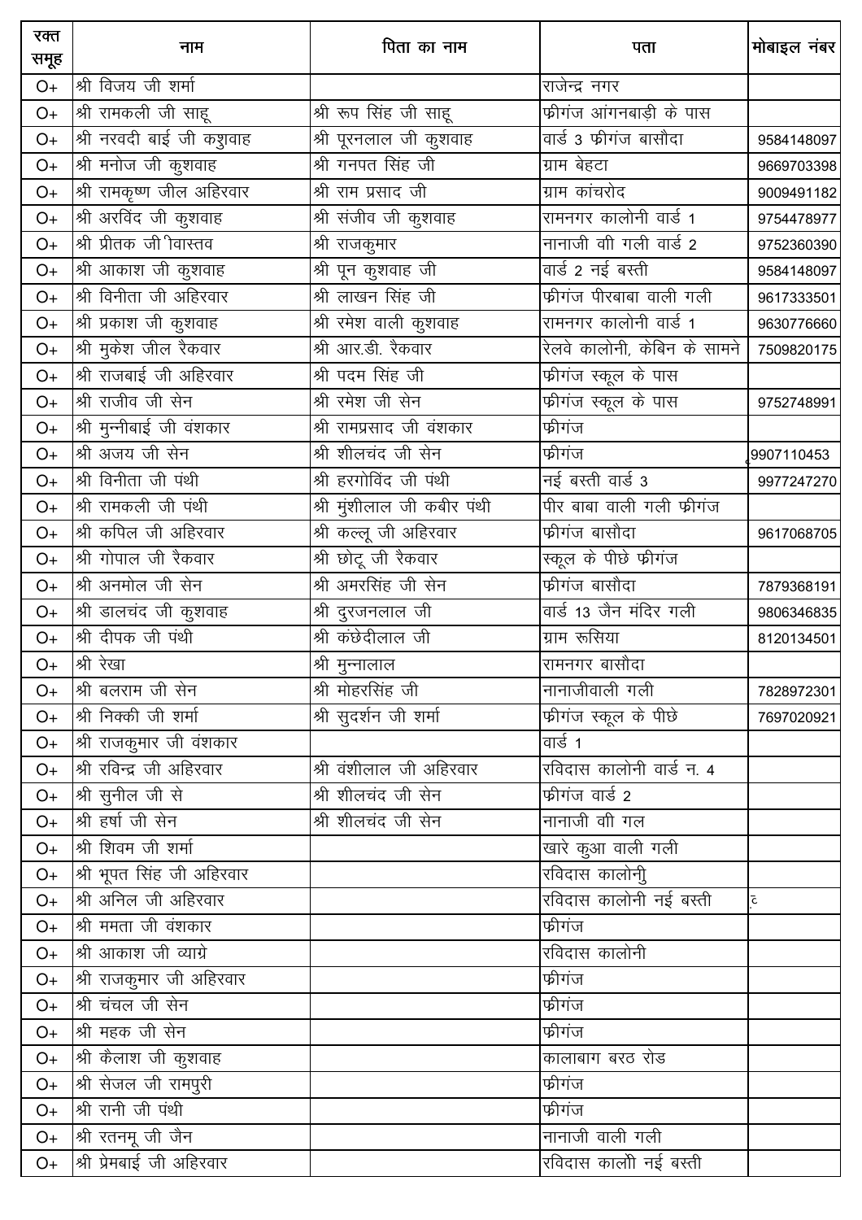| रक्त समूह | नाम | पिता का नाम | पता | मोबाइल नंबर |
|---|---|---|---|---|
| O+ | श्री विजय जी शर्मा | | राजेन्द्र नगर | |
| O+ | श्री रामकली जी साहू | श्री रूप सिंह जी साहू | फ्रीगंज आंगनबाड़ी के पास | |
| O+ | श्री नरवदी बाई जी कशुवाह | श्री पूरनलाल जी कुशवाह | वार्ड 3 फ्रीगंज बासौदा | 9584148097 |
| O+ | श्री मनोज जी कुशवाह | श्री गनपत सिंह जी | ग्राम बेहटा | 9669703398 |
| O+ | श्री रामकृष्ण जील अहिरवार | श्री राम प्रसाद जी | ग्राम कांचरोद | 9009491182 |
| O+ | श्री अरविंद जी कुशवाह | श्री संजीव जी कुशवाह | रामनगर कालोनी वार्ड 1 | 9754478977 |
| O+ | श्री प्रीतक जी िवास्तव | श्री राजकुमार | नानाजी वी गली वार्ड 2 | 9752360390 |
| O+ | श्री आकाश जी कुशवाह | श्री पून कुशवाह जी | वार्ड 2 नई बस्ती | 9584148097 |
| O+ | श्री विनीता जी अहिरवार | श्री लाखन सिंह जी | फ्रीगंज पीरबाबा वाली गली | 9617333501 |
| O+ | श्री प्रकाश जी कुशवाह | श्री रमेश वाली कुशवाह | रामनगर कालोनी वार्ड 1 | 9630776660 |
| O+ | श्री मुकेश जील रैकवार | श्री आर.डी. रैकवार | रेलवे कालोनी, केबिन के सामने | 7509820175 |
| O+ | श्री राजबाई जी अहिरवार | श्री पदम सिंह जी | फ्रीगंज स्कूल के पास | |
| O+ | श्री राजीव जी सेन | श्री रमेश जी सेन | फ्रीगंज स्कूल के पास | 9752748991 |
| O+ | श्री मुन्नीबाई जी वंशकार | श्री रामप्रसाद जी वंशकार | फ्रीगंज | |
| O+ | श्री अजय जी सेन | श्री शीलचंद जी सेन | फ्रीगंज | 9907110453 |
| O+ | श्री विनीता जी पंथी | श्री हरगोविंद जी पंथी | नई बस्ती वार्ड 3 | 9977247270 |
| O+ | श्री रामकली जी पंथी | श्री मुंशीलाल जी कबीर पंथी | पीर बाबा वाली गली फ्रीगंज | |
| O+ | श्री कपिल जी अहिरवार | श्री कल्लू जी अहिरवार | फ्रीगंज बासौदा | 9617068705 |
| O+ | श्री गोपाल जी रैकवार | श्री छोटू जी रैकवार | स्कूल के पीछे फ्रीगंज | |
| O+ | श्री अनमोल जी सेन | श्री अमरसिंह जी सेन | फ्रीगंज बासौदा | 7879368191 |
| O+ | श्री डालचंद जी कुशवाह | श्री दुरजनलाल जी | वार्ड 13 जैन मंदिर गली | 9806346835 |
| O+ | श्री दीपक जी पंथी | श्री कंछेदीलाल जी | ग्राम रूसिया | 8120134501 |
| O+ | श्री रेखा | श्री मुन्नालाल | रामनगर बासौदा | |
| O+ | श्री बलराम जी सेन | श्री मोहरसिंह जी | नानाजीवाली गली | 7828972301 |
| O+ | श्री निक्की जी शर्मा | श्री सुदर्शन जी शर्मा | फ्रीगंज स्कूल के पीछे | 7697020921 |
| O+ | श्री राजकुमार जी वंशकार | | वार्ड 1 | |
| O+ | श्री रविन्द्र जी अहिरवार | श्री वंशीलाल जी अहिरवार | रविदास कालोनी वार्ड न. 4 | |
| O+ | श्री सुनील जी से | श्री शीलचंद जी सेन | फ्रीगंज वार्ड 2 | |
| O+ | श्री हर्षा जी सेन | श्री शीलचंद जी सेन | नानाजी वी गल | |
| O+ | श्री शिवम जी शर्मा | | खारे कुआ वाली गली | |
| O+ | श्री भूपत सिंह जी अहिरवार | | रविदास कालोनी | |
| O+ | श्री अनिल जी अहिरवार | | रविदास कालोनी नई बस्ती | ृ |
| O+ | श्री ममता जी वंशकार | | फ्रीगंज | |
| O+ | श्री आकाश जी व्याग्रे | | रविदास कालोनी | |
| O+ | श्री राजकुमार जी अहिरवार | | फ्रीगंज | |
| O+ | श्री चंचल जी सेन | | फ्रीगंज | |
| O+ | श्री महक जी सेन | | फ्रीगंज | |
| O+ | श्री कैलाश जी कुशवाह | | कालाबाग बरठ रोड | |
| O+ | श्री सेजल जी रामपुरी | | फ्रीगंज | |
| O+ | श्री रानी जी पंथी | | फ्रीगंज | |
| O+ | श्री रतनमू जी जैन | | नानाजी वाली गली | |
| O+ | श्री प्रेमबाई जी अहिरवार | | रविदास कालोी नई बस्ती | |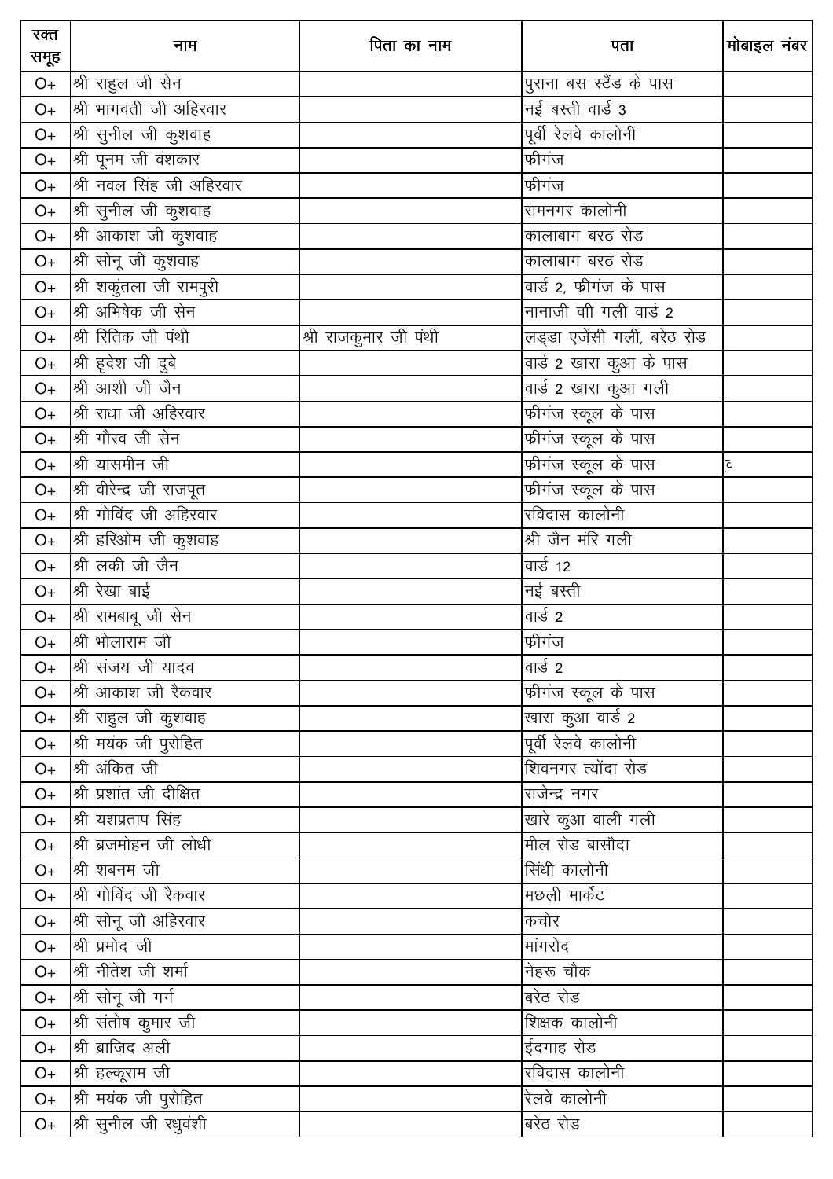| रक्त समूह | नाम | पिता का नाम | पता | मोबाइल नंबर |
|---|---|---|---|---|
| O+ | श्री राहुल जी सेन | | पुराना बस स्टैंड के पास | |
| O+ | श्री भागवती जी अहिरवार | | नई बस्ती वार्ड 3 | |
| O+ | श्री सुनील जी कुशवाह | | पूर्वी रेलवे कालोनी | |
| O+ | श्री पूनम जी वंशकार | | फ्रीगंज | |
| O+ | श्री नवल सिंह जी अहिरवार | | फ्रीगंज | |
| O+ | श्री सुनील जी कुशवाह | | रामनगर कालोनी | |
| O+ | श्री आकाश जी कुशवाह | | कालाबाग बरठ रोड | |
| O+ | श्री सोनू जी कुशवाह | | कालाबाग बरठ रोड | |
| O+ | श्री शकुंतला जी रामपुरी | | वार्ड 2, फ्रीगंज के पास | |
| O+ | श्री अभिषेक जी सेन | | नानाजी वी गली वार्ड 2 | |
| O+ | श्री रितिक जी पंथी | श्री राजकुमार जी पंथी | लड्डा एजेंसी गली, बरेठ रोड | |
| O+ | श्री हृदेश जी दुबे | | वार्ड 2 खारा कुआ के पास | |
| O+ | श्री आशी जी जैन | | वार्ड 2 खारा कुआ गली | |
| O+ | श्री राधा जी अहिरवार | | फ्रीगंज स्कूल के पास | |
| O+ | श्री गौरव जी सेन | | फ्रीगंज स्कूल के पास | |
| O+ | श्री यासमीन जी | | फ्रीगंज स्कूल के पास | ट |
| O+ | श्री वीरेन्द्र जी राजपूत | | फ्रीगंज स्कूल के पास | |
| O+ | श्री गोविंद जी अहिरवार | | रविदास कालोनी | |
| O+ | श्री हरिओम जी कुशवाह | | श्री जैन मंरि गली | |
| O+ | श्री लकी जी जैन | | वार्ड 12 | |
| O+ | श्री रेखा बाई | | नई बस्ती | |
| O+ | श्री रामबाबू जी सेन | | वार्ड 2 | |
| O+ | श्री भोलाराम जी | | फ्रीगंज | |
| O+ | श्री संजय जी यादव | | वार्ड 2 | |
| O+ | श्री आकाश जी रैकवार | | फ्रीगंज स्कूल के पास | |
| O+ | श्री राहुल जी कुशवाह | | खारा कुआ वार्ड 2 | |
| O+ | श्री मयंक जी पुरोहित | | पूर्वी रेलवे कालोनी | |
| O+ | श्री अंकित जी | | शिवनगर त्योंदा रोड | |
| O+ | श्री प्रशांत जी दीक्षित | | राजेन्द्र नगर | |
| O+ | श्री यशप्रताप सिंह | | खारे कुआ वाली गली | |
| O+ | श्री ब्रजमोहन जी लोधी | | मील रोड बासौदा | |
| O+ | श्री शबनम जी | | सिंधी कालोनी | |
| O+ | श्री गोविंद जी रैकवार | | मछली मार्केट | |
| O+ | श्री सोनू जी अहिरवार | | कचोर | |
| O+ | श्री प्रमोद जी | | मांगरोद | |
| O+ | श्री नीतेश जी शर्मा | | नेहरू चौक | |
| O+ | श्री सोनू जी गर्ग | | बरेठ रोड | |
| O+ | श्री संतोष कुमार जी | | शिक्षक कालोनी | |
| O+ | श्री ब्राजिद अली | | ईदगाह रोड | |
| O+ | श्री हल्कूराम जी | | रविदास कालोनी | |
| O+ | श्री मयंक जी पुरोहित | | रेलवे कालोनी | |
| O+ | श्री सुनील जी रघुवंशी | | बरेठ रोड | |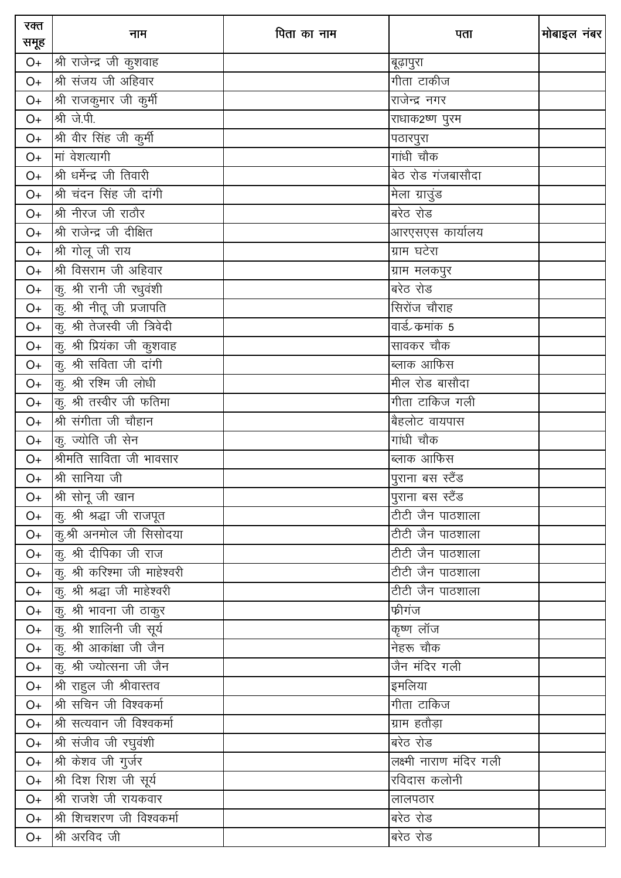| रक्त समूह | नाम | पिता का नाम | पता | मोबाइल नंबर |
|---|---|---|---|---|
| O+ | श्री राजेन्द्र जी कुशवाह | | बूढ़ापुरा | |
| O+ | श्री संजय जी अहिवार | | गीता टाकीज | |
| O+ | श्री राजकुमार जी कुर्मी | | राजेन्द्र नगर | |
| O+ | श्री जे.पी. | | राधाक2ष्ण पुरम | |
| O+ | श्री वीर सिंह जी कुर्मी | | पठारपुरा | |
| O+ | मां वेशत्यागी | | गांधी चौक | |
| O+ | श्री धर्मेन्द्र जी तिवारी | | बेठ रोड गंजबासौदा | |
| O+ | श्री चंदन सिंह जी दांगी | | मेला ग्राउंड | |
| O+ | श्री नीरज जी राठौर | | बरेठ रोड | |
| O+ | श्री राजेन्द्र जी दीक्षित | | आरएसएस कार्यालय | |
| O+ | श्री गोलू जी राय | | ग्राम घटेरा | |
| O+ | श्री विसराम जी अहिवार | | ग्राम मलकपुर | |
| O+ | कु. श्री रानी जी रघुवंशी | | बरेठ रोड | |
| O+ | कु. श्री नीतू जी प्रजापति | | सिरोंज चौराह | |
| O+ | कु. श्री तेजस्वी जी त्रिवेदी | | वार्ड क्रमांक 5 | |
| O+ | कु. श्री प्रियंका जी कुशवाह | | सावकर चौक | |
| O+ | कु. श्री सविता जी दांगी | | ब्लाक आफिस | |
| O+ | कु. श्री रश्मि जी लोधी | | मील रोड बासौदा | |
| O+ | कु. श्री तस्वीर जी फतिमा | | गीता टाकिज गली | |
| O+ | श्री संगीता जी चौहान | | बैहलोट वायपास | |
| O+ | कु. ज्योति जी सेन | | गांधी चौक | |
| O+ | श्रीमति साविता जी भावसार | | ब्लाक आफिस | |
| O+ | श्री सानिया जी | | पुराना बस स्टैंड | |
| O+ | श्री सोनू जी खान | | पुराना बस स्टैंड | |
| O+ | कु. श्री श्रद्धा जी राजपूत | | टीटी जैन पाठशाला | |
| O+ | कु.श्री अनमोल जी सिसोदया | | टीटी जैन पाठशाला | |
| O+ | कु. श्री दीपिका जी राज | | टीटी जैन पाठशाला | |
| O+ | कु. श्री करिश्मा जी माहेश्वरी | | टीटी जैन पाठशाला | |
| O+ | कु. श्री श्रद्धा जी माहेश्वरी | | टीटी जैन पाठशाला | |
| O+ | कु. श्री भावना जी ठाकुर | | फ्रीगंज | |
| O+ | कु. श्री शालिनी जी सूर्य | | कृष्ण लॉज | |
| O+ | कु. श्री आकांक्षा जी जैन | | नेहरू चौक | |
| O+ | कु. श्री ज्योत्सना जी जैन | | जैन मंदिर गली | |
| O+ | श्री राहुल जी श्रीवास्तव | | इमलिया | |
| O+ | श्री सचिन जी विश्वकर्मा | | गीता टाकिज | |
| O+ | श्री सत्यवान जी विश्वकर्मा | | ग्राम हतौड़ा | |
| O+ | श्री संजीव जी रघुवंशी | | बरेठ रोड | |
| O+ | श्री केशव जी गुर्जर | | लक्ष्मी नाराण मंदिर गली | |
| O+ | श्री दिश रिाश जी सूर्य | | रविदास कलोनी | |
| O+ | श्री राजशे जी रायकवार | | लालपठार | |
| O+ | श्री शिचशरण जी विश्वकर्मा | | बरेठ रोड | |
| O+ | श्री अरविंद जी | | बरेठ रोड | |